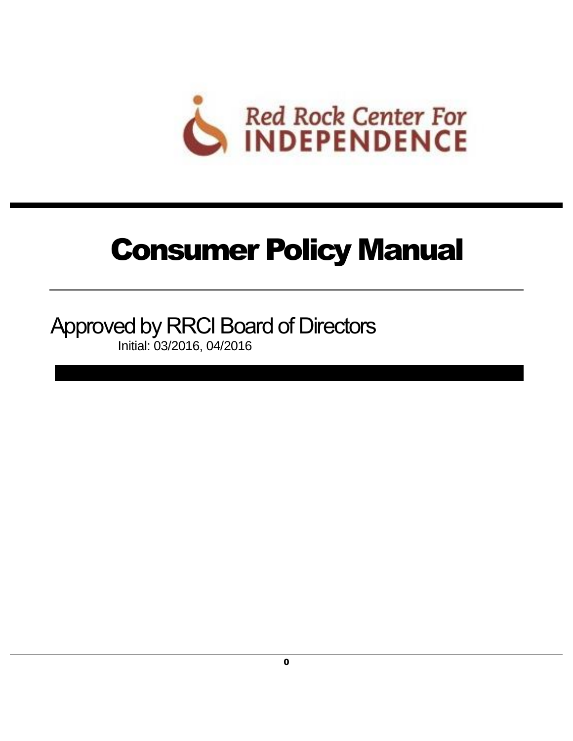Red Rock Center For INDEPENDENCE

# Consumer Policy Manual

Approved by RRCI Board of Directors

Initial: 03/2016, 04/2016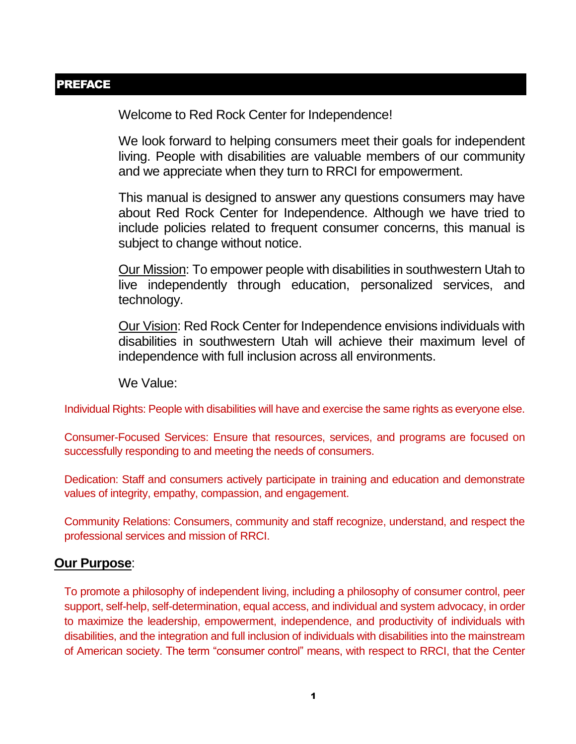## PREFACE

Welcome to Red Rock Center for Independence!

We look forward to helping consumers meet their goals for independent living. People with disabilities are valuable members of our community and we appreciate when they turn to RRCI for empowerment.

This manual is designed to answer any questions consumers may have about Red Rock Center for Independence. Although we have tried to include policies related to frequent consumer concerns, this manual is subject to change without notice.

<u>Our Mission</u>: To empower people with disabilities in southwestern Utah to live independently through education, personalized services, and technology.

<u>Our Vision</u>: Red Rock Center for Independence envisions individuals with disabilities in southwestern Utah will achieve their maximum level of independence with full inclusion across all environments.

We Value:

Individual Rights: People with disabilities will have and exercise the same rights as everyone else.

Consumer-Focused Services: Ensure that resources, services, and programs are focused on successfully responding to and meeting the needs of consumers.

Dedication: Staff and consumers actively participate in training and education and demonstrate values of integrity, empathy, compassion, and engagement.

Community Relations: Consumers, community and staff recognize, understand, and respect the professional services and mission of RRCI.

### Our Purpose:

To promote a philosophy of independent living, including a philosophy of consumer control, peer support, self-help, self-determination, equal access, and individual and system advocacy, in order to maximize the leadership, empowerment, independence, and productivity of individuals with disabilities, and the integration and full inclusion of individuals with disabilities into the mainstream of American society. The term "consumer control" means, with respect to RRCI, that the Center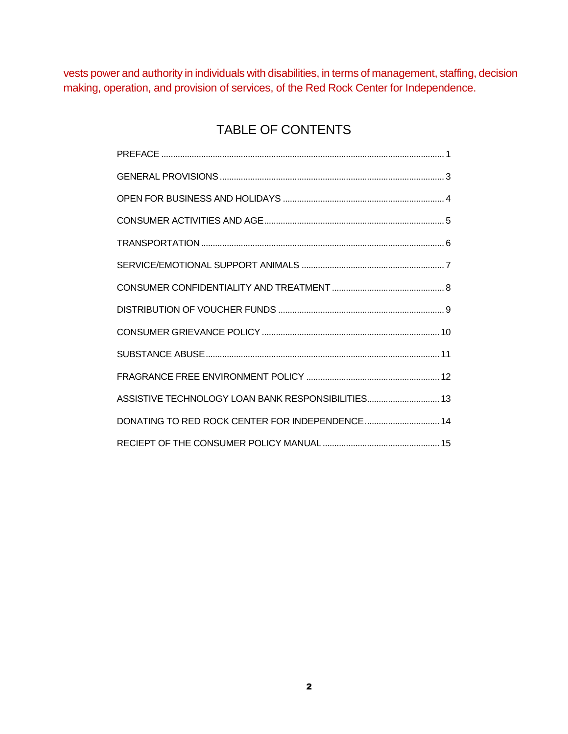vests power and authority in individuals with disabilities, in terms of management, staffing, decision making, operation, and provision of services, of the Red Rock Center for Independence.

# TABLE OF CONTENTS

PREFACE ........................................................................................................................ 1

GENERAL PROVISIONS ............................................................................................... 3

OPEN FOR BUSINESS AND HOLIDAYS ..................................................................... 4

CONSUMER ACTIVITIES AND AGE ............................................................................ 5

TRANSPORTATION ....................................................................................................... 6

SERVICE/EMOTIONAL SUPPORT ANIMALS ............................................................. 7

CONSUMER CONFIDENTIALITY AND TREATMENT ................................................ 8

DISTRIBUTION OF VOUCHER FUNDS ....................................................................... 9

CONSUMER GRIEVANCE POLICY ............................................................................ 10

SUBSTANCE ABUSE ................................................................................................... 11

FRAGRANCE FREE ENVIRONMENT POLICY ......................................................... 12

ASSISTIVE TECHNOLOGY LOAN BANK RESPONSIBILITIES ............................... 13

DONATING TO RED ROCK CENTER FOR INDEPENDENCE ................................ 14

RECIEPT OF THE CONSUMER POLICY MANUAL .................................................. 15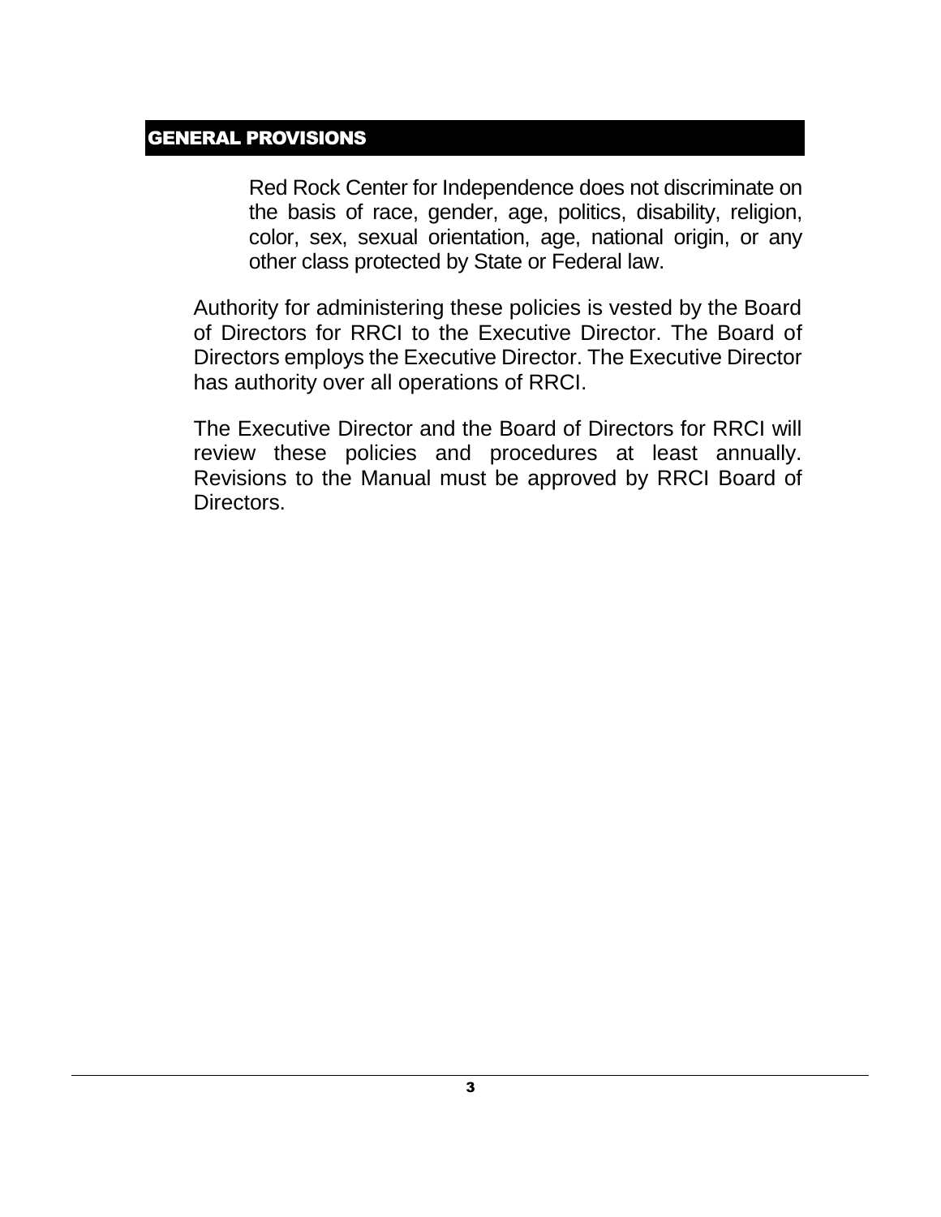## GENERAL PROVISIONS

Red Rock Center for Independence does not discriminate on the basis of race, gender, age, politics, disability, religion, color, sex, sexual orientation, age, national origin, or any other class protected by State or Federal law.

Authority for administering these policies is vested by the Board of Directors for RRCI to the Executive Director. The Board of Directors employs the Executive Director. The Executive Director has authority over all operations of RRCI.

The Executive Director and the Board of Directors for RRCI will review these policies and procedures at least annually. Revisions to the Manual must be approved by RRCI Board of Directors.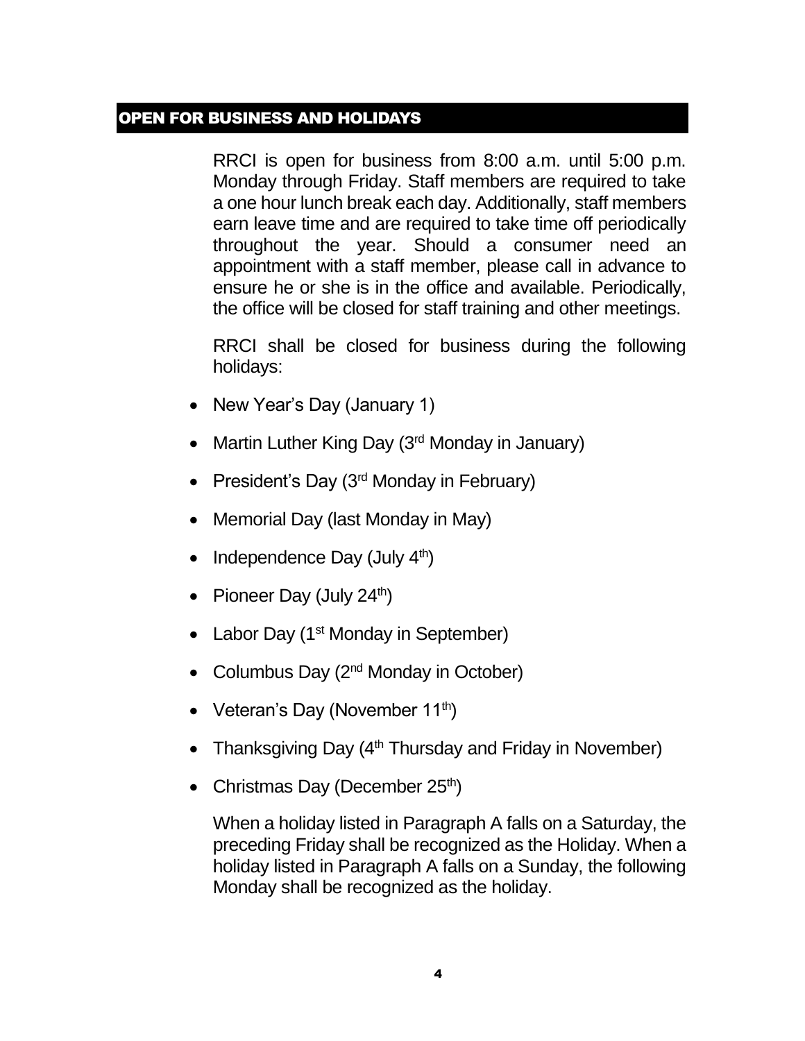## OPEN FOR BUSINESS AND HOLIDAYS

RRCI is open for business from 8:00 a.m. until 5:00 p.m. Monday through Friday. Staff members are required to take a one hour lunch break each day. Additionally, staff members earn leave time and are required to take time off periodically throughout the year. Should a consumer need an appointment with a staff member, please call in advance to ensure he or she is in the office and available. Periodically, the office will be closed for staff training and other meetings.

RRCI shall be closed for business during the following holidays:

- New Year's Day (January 1)
- Martin Luther King Day (3rd Monday in January)
- President's Day (3rd Monday in February)
- Memorial Day (last Monday in May)
- Independence Day (July 4th)
- Pioneer Day (July 24th)
- Labor Day (1st Monday in September)
- Columbus Day (2nd Monday in October)
- Veteran's Day (November 11th)
- Thanksgiving Day (4th Thursday and Friday in November)
- Christmas Day (December 25th)

When a holiday listed in Paragraph A falls on a Saturday, the preceding Friday shall be recognized as the Holiday. When a holiday listed in Paragraph A falls on a Sunday, the following Monday shall be recognized as the holiday.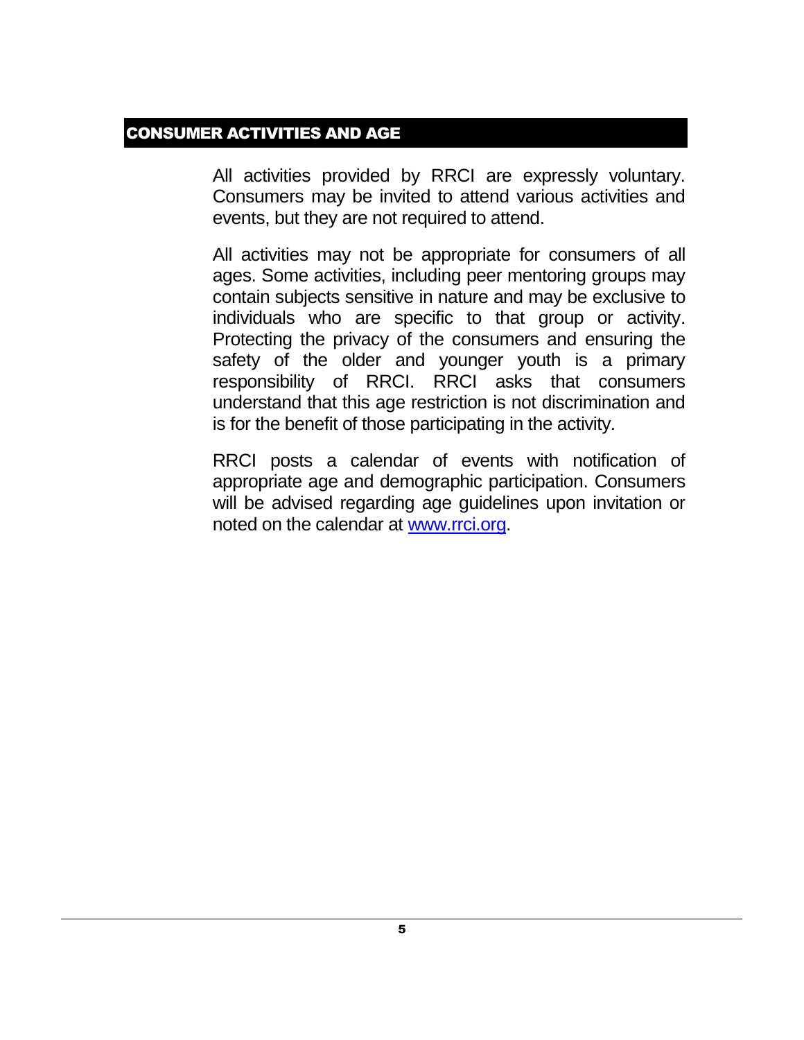## CONSUMER ACTIVITIES AND AGE

All activities provided by RRCI are expressly voluntary. Consumers may be invited to attend various activities and events, but they are not required to attend.

All activities may not be appropriate for consumers of all ages. Some activities, including peer mentoring groups may contain subjects sensitive in nature and may be exclusive to individuals who are specific to that group or activity. Protecting the privacy of the consumers and ensuring the safety of the older and younger youth is a primary responsibility of RRCI. RRCI asks that consumers understand that this age restriction is not discrimination and is for the benefit of those participating in the activity.

RRCI posts a calendar of events with notification of appropriate age and demographic participation. Consumers will be advised regarding age guidelines upon invitation or noted on the calendar at [www.rrci.org](http://www.rrci.org).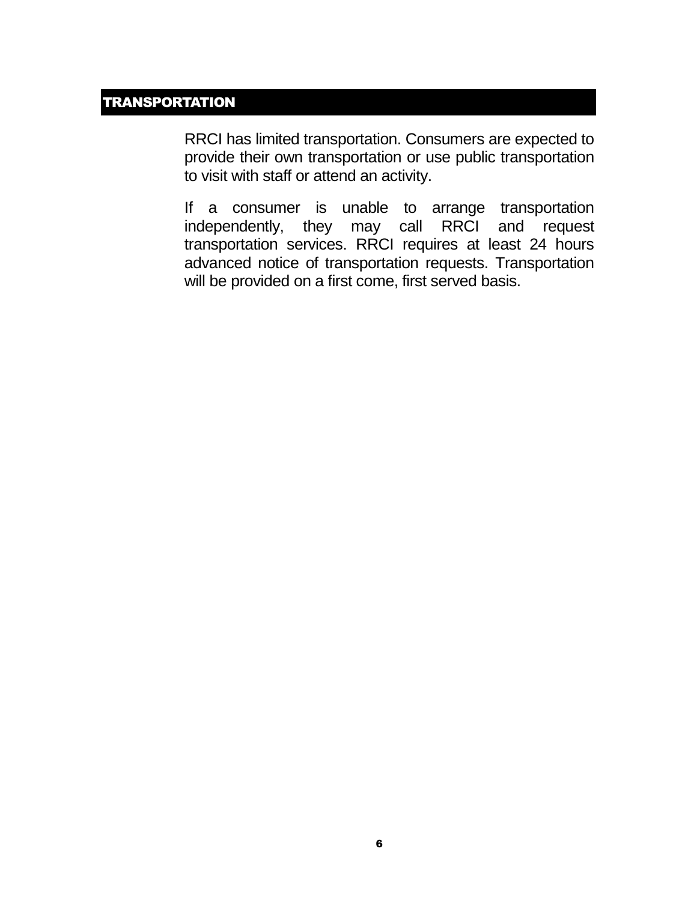## TRANSPORTATION

RRCI has limited transportation. Consumers are expected to provide their own transportation or use public transportation to visit with staff or attend an activity.

If a consumer is unable to arrange transportation independently, they may call RRCI and request transportation services. RRCI requires at least 24 hours advanced notice of transportation requests. Transportation will be provided on a first come, first served basis.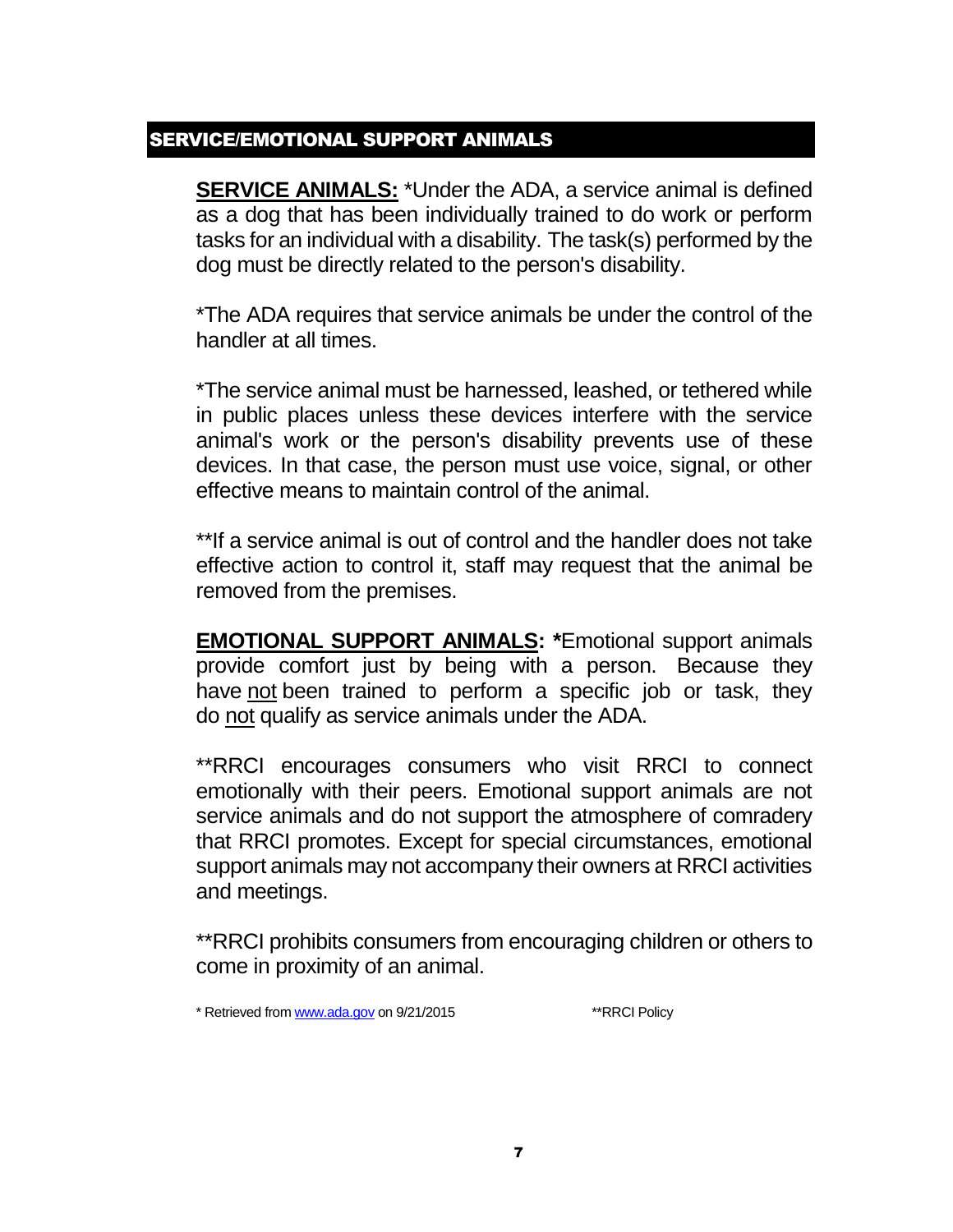## SERVICE/EMOTIONAL SUPPORT ANIMALS

**SERVICE ANIMALS:** *Under the ADA, a service animal is defined as a dog that has been individually trained to do work or perform tasks for an individual with a disability. The task(s) performed by the dog must be directly related to the person's disability.

*The ADA requires that service animals be under the control of the handler at all times.

*The service animal must be harnessed, leashed, or tethered while in public places unless these devices interfere with the service animal's work or the person's disability prevents use of these devices. In that case, the person must use voice, signal, or other effective means to maintain control of the animal.

**If a service animal is out of control and the handler does not take effective action to control it, staff may request that the animal be removed from the premises.

**EMOTIONAL SUPPORT ANIMALS: ***Emotional support animals provide comfort just by being with a person. Because they have <u>not</u> been trained to perform a specific job or task, they do <u>not</u> qualify as service animals under the ADA.

**RRCI encourages consumers who visit RRCI to connect emotionally with their peers. Emotional support animals are not service animals and do not support the atmosphere of comradery that RRCI promotes. Except for special circumstances, emotional support animals may not accompany their owners at RRCI activities and meetings.

**RRCI prohibits consumers from encouraging children or others to come in proximity of an animal.

* Retrieved from [www.ada.gov](http://www.ada.gov) on 9/21/2015 **RRCI Policy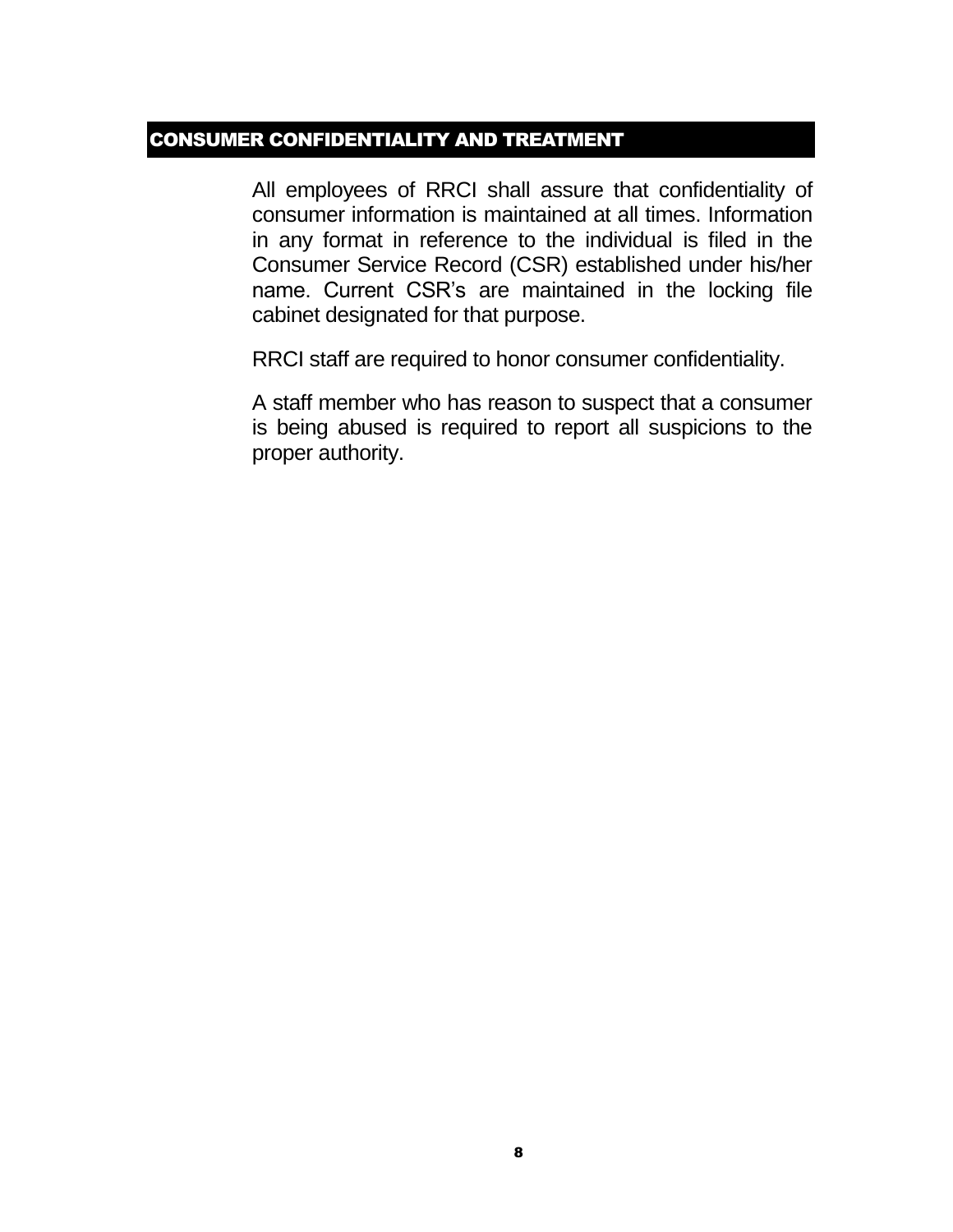## CONSUMER CONFIDENTIALITY AND TREATMENT

All employees of RRCI shall assure that confidentiality of consumer information is maintained at all times. Information in any format in reference to the individual is filed in the Consumer Service Record (CSR) established under his/her name. Current CSR's are maintained in the locking file cabinet designated for that purpose.

RRCI staff are required to honor consumer confidentiality.

A staff member who has reason to suspect that a consumer is being abused is required to report all suspicions to the proper authority.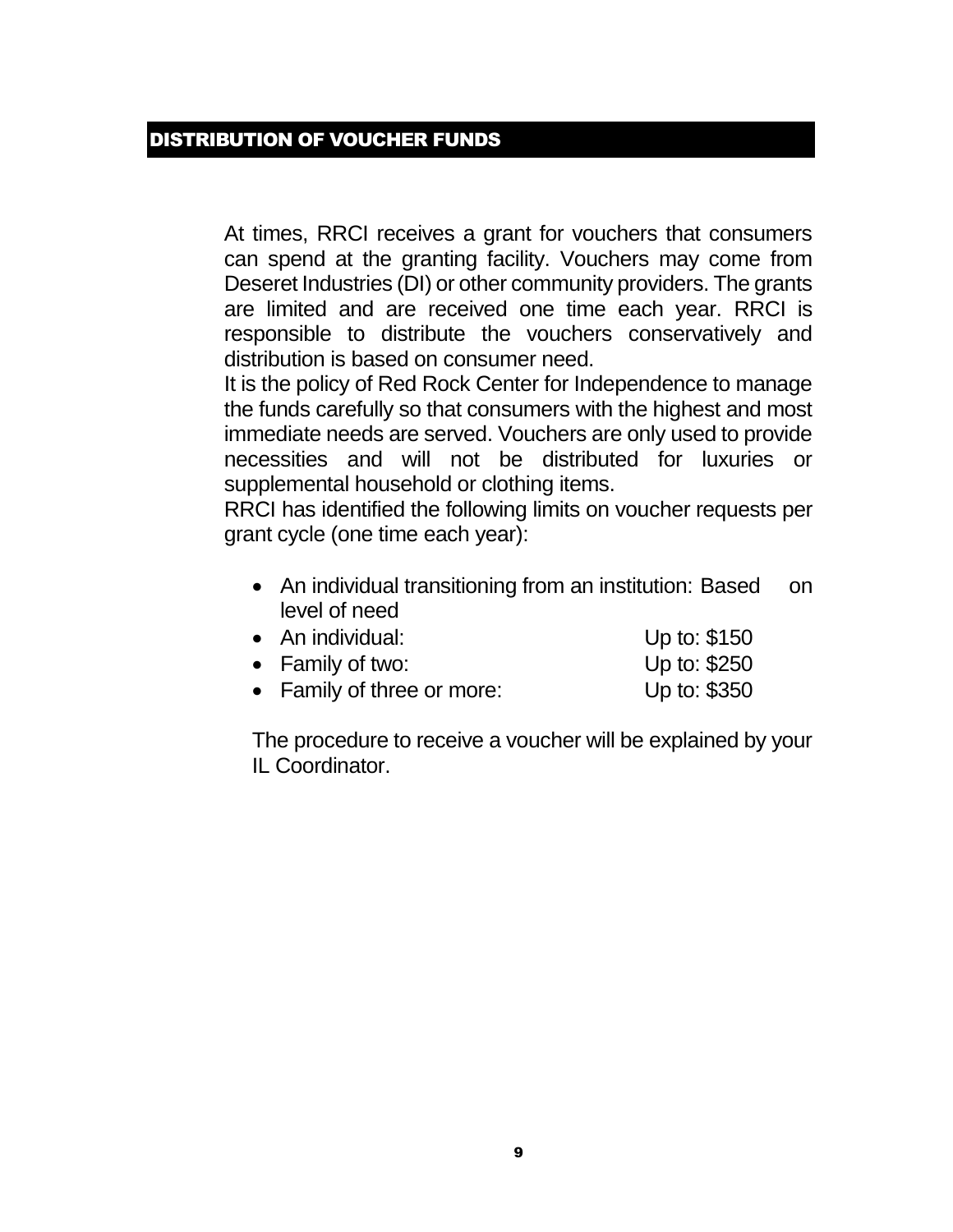## DISTRIBUTION OF VOUCHER FUNDS

At times, RRCI receives a grant for vouchers that consumers can spend at the granting facility. Vouchers may come from Deseret Industries (DI) or other community providers. The grants are limited and are received one time each year. RRCI is responsible to distribute the vouchers conservatively and distribution is based on consumer need.

It is the policy of Red Rock Center for Independence to manage the funds carefully so that consumers with the highest and most immediate needs are served. Vouchers are only used to provide necessities and will not be distributed for luxuries or supplemental household or clothing items.

RRCI has identified the following limits on voucher requests per grant cycle (one time each year):

- An individual transitioning from an institution: Based on level of need
- An individual: Up to: $150
- Family of two: Up to: $250
- Family of three or more: Up to: $350

The procedure to receive a voucher will be explained by your IL Coordinator.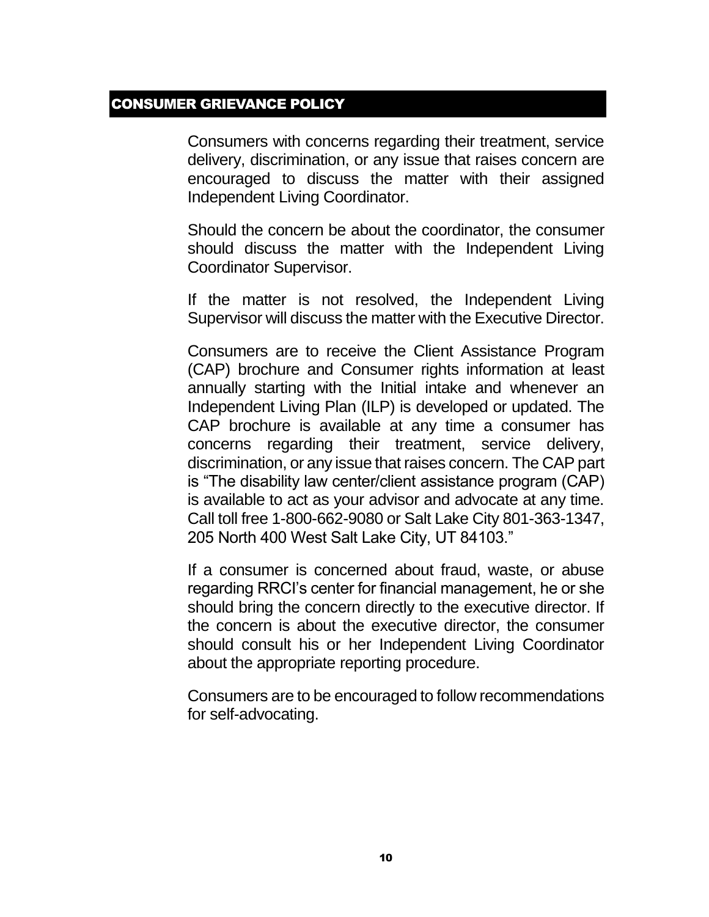## CONSUMER GRIEVANCE POLICY

Consumers with concerns regarding their treatment, service delivery, discrimination, or any issue that raises concern are encouraged to discuss the matter with their assigned Independent Living Coordinator.

Should the concern be about the coordinator, the consumer should discuss the matter with the Independent Living Coordinator Supervisor.

If the matter is not resolved, the Independent Living Supervisor will discuss the matter with the Executive Director.

Consumers are to receive the Client Assistance Program (CAP) brochure and Consumer rights information at least annually starting with the Initial intake and whenever an Independent Living Plan (ILP) is developed or updated. The CAP brochure is available at any time a consumer has concerns regarding their treatment, service delivery, discrimination, or any issue that raises concern. The CAP part is "The disability law center/client assistance program (CAP) is available to act as your advisor and advocate at any time. Call toll free 1-800-662-9080 or Salt Lake City 801-363-1347, 205 North 400 West Salt Lake City, UT 84103."

If a consumer is concerned about fraud, waste, or abuse regarding RRCI's center for financial management, he or she should bring the concern directly to the executive director. If the concern is about the executive director, the consumer should consult his or her Independent Living Coordinator about the appropriate reporting procedure.

Consumers are to be encouraged to follow recommendations for self-advocating.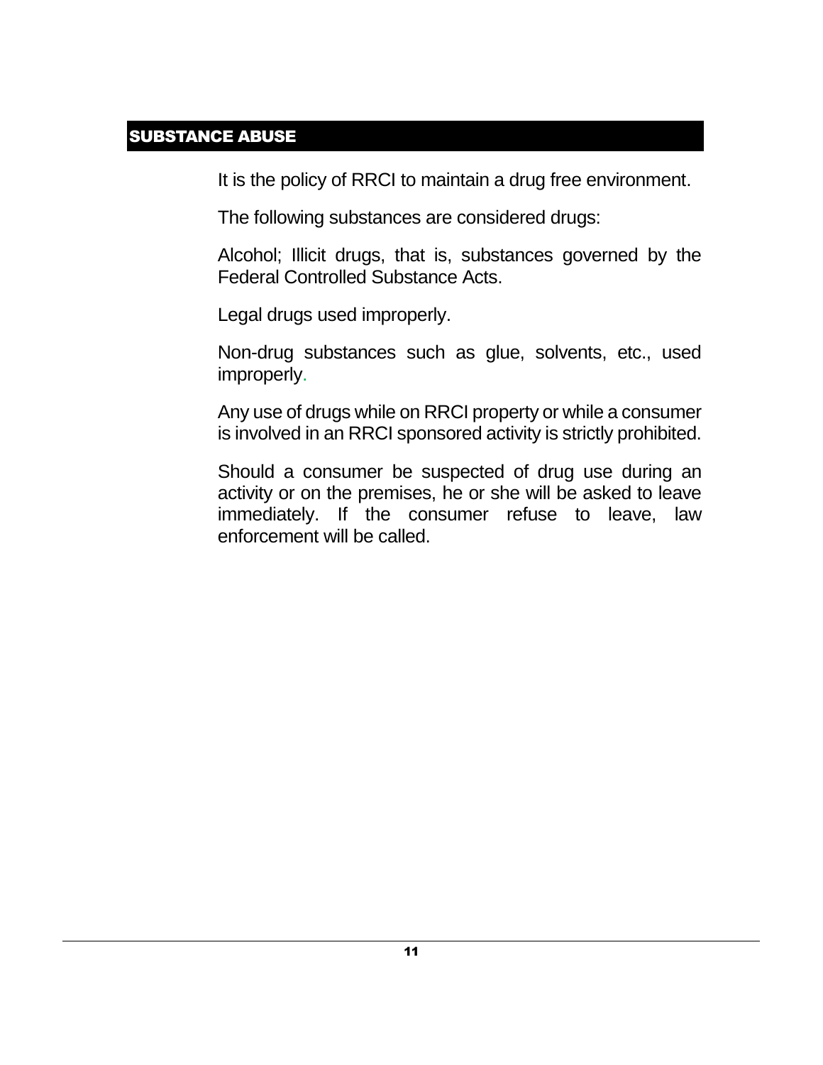## SUBSTANCE ABUSE

It is the policy of RRCI to maintain a drug free environment.

The following substances are considered drugs:

Alcohol; Illicit drugs, that is, substances governed by the Federal Controlled Substance Acts.

Legal drugs used improperly.

Non-drug substances such as glue, solvents, etc., used improperly.

Any use of drugs while on RRCI property or while a consumer is involved in an RRCI sponsored activity is strictly prohibited.

Should a consumer be suspected of drug use during an activity or on the premises, he or she will be asked to leave immediately. If the consumer refuse to leave, law enforcement will be called.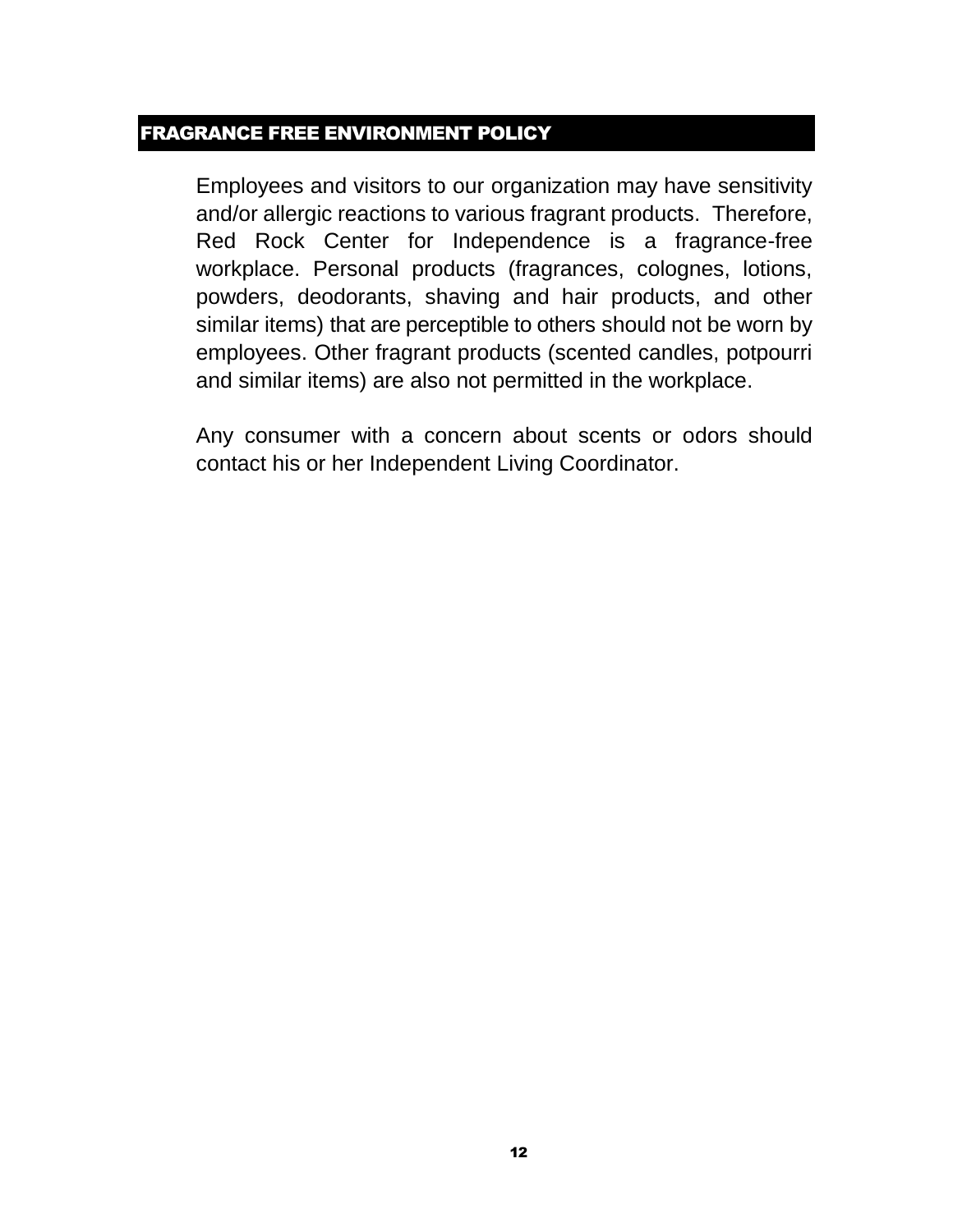## FRAGRANCE FREE ENVIRONMENT POLICY

Employees and visitors to our organization may have sensitivity and/or allergic reactions to various fragrant products. Therefore, Red Rock Center for Independence is a fragrance-free workplace. Personal products (fragrances, colognes, lotions, powders, deodorants, shaving and hair products, and other similar items) that are perceptible to others should not be worn by employees. Other fragrant products (scented candles, potpourri and similar items) are also not permitted in the workplace.

Any consumer with a concern about scents or odors should contact his or her Independent Living Coordinator.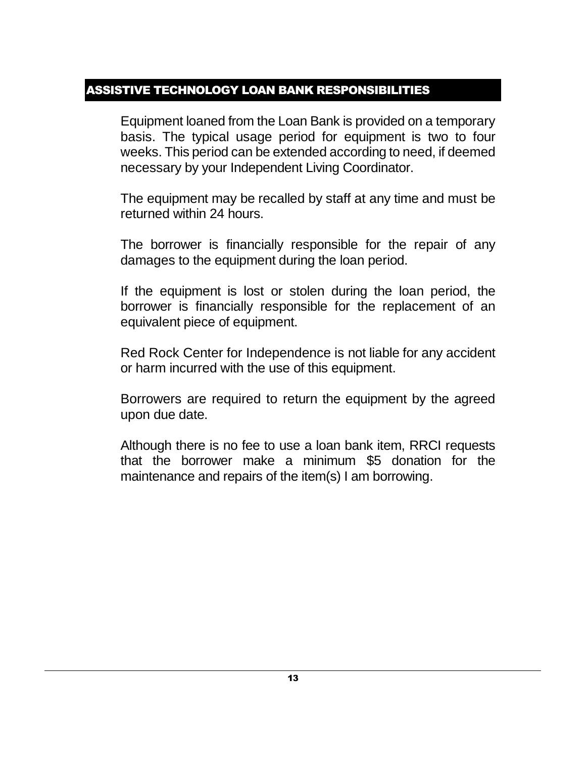## ASSISTIVE TECHNOLOGY LOAN BANK RESPONSIBILITIES

Equipment loaned from the Loan Bank is provided on a temporary basis. The typical usage period for equipment is two to four weeks. This period can be extended according to need, if deemed necessary by your Independent Living Coordinator.

The equipment may be recalled by staff at any time and must be returned within 24 hours.

The borrower is financially responsible for the repair of any damages to the equipment during the loan period.

If the equipment is lost or stolen during the loan period, the borrower is financially responsible for the replacement of an equivalent piece of equipment.

Red Rock Center for Independence is not liable for any accident or harm incurred with the use of this equipment.

Borrowers are required to return the equipment by the agreed upon due date.

Although there is no fee to use a loan bank item, RRCI requests that the borrower make a minimum $5 donation for the maintenance and repairs of the item(s) I am borrowing.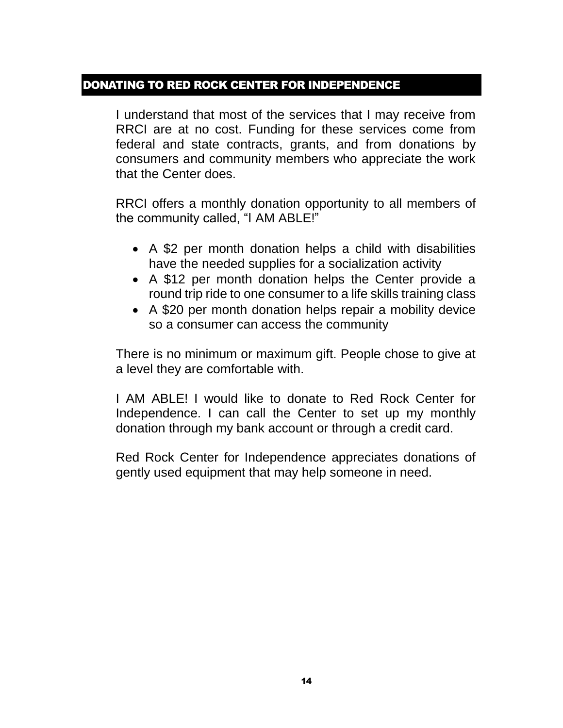## DONATING TO RED ROCK CENTER FOR INDEPENDENCE

I understand that most of the services that I may receive from RRCI are at no cost. Funding for these services come from federal and state contracts, grants, and from donations by consumers and community members who appreciate the work that the Center does.

RRCI offers a monthly donation opportunity to all members of the community called, "I AM ABLE!"

- A $2 per month donation helps a child with disabilities have the needed supplies for a socialization activity
- A $12 per month donation helps the Center provide a round trip ride to one consumer to a life skills training class
- A $20 per month donation helps repair a mobility device so a consumer can access the community

There is no minimum or maximum gift. People chose to give at a level they are comfortable with.

I AM ABLE! I would like to donate to Red Rock Center for Independence. I can call the Center to set up my monthly donation through my bank account or through a credit card.

Red Rock Center for Independence appreciates donations of gently used equipment that may help someone in need.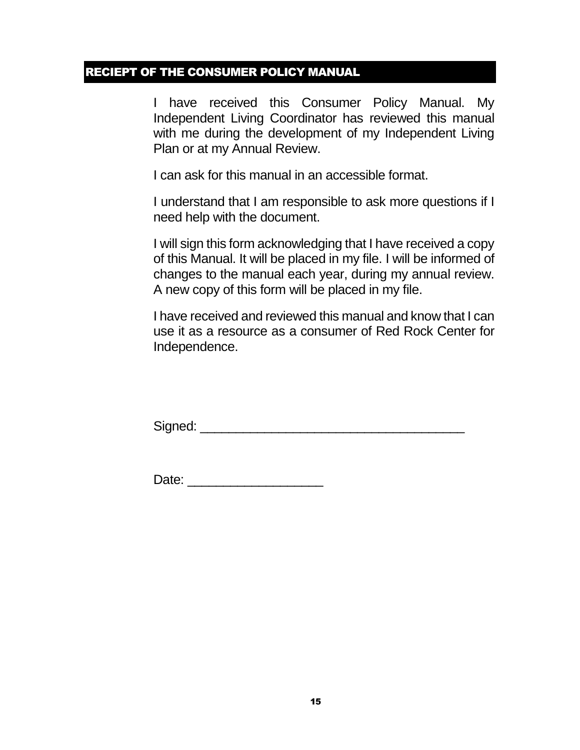## RECIEPT OF THE CONSUMER POLICY MANUAL

I have received this Consumer Policy Manual. My Independent Living Coordinator has reviewed this manual with me during the development of my Independent Living Plan or at my Annual Review.

I can ask for this manual in an accessible format.

I understand that I am responsible to ask more questions if I need help with the document.

I will sign this form acknowledging that I have received a copy of this Manual. It will be placed in my file. I will be informed of changes to the manual each year, during my annual review. A new copy of this form will be placed in my file.

I have received and reviewed this manual and know that I can use it as a resource as a consumer of Red Rock Center for Independence.

Signed: ____________________________________

Date: ___________________